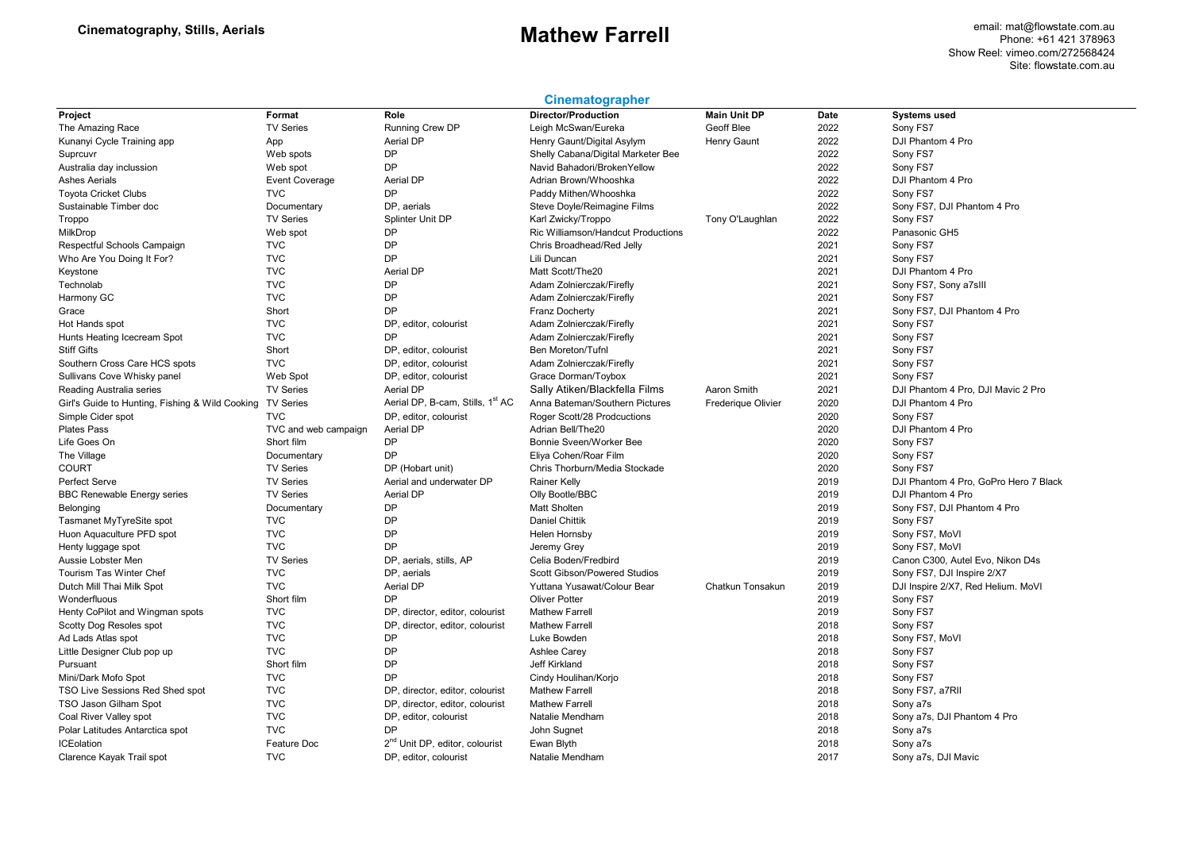**Cinematography, Stills, Aerials**

# Mathew Farrell

email: mat@flowstate.com.au
Phone: +61 421 378963
Show Reel: vimeo.com/272568424
Site: flowstate.com.au

## Cinematographer

| Project | Format | Role | Director/Production | Main Unit DP | Date | Systems used |
|---|---|---|---|---|---|---|
| The Amazing Race | TV Series | Running Crew DP | Leigh McSwan/Eureka | Geoff Blee | 2022 | Sony FS7 |
| Kunanyi Cycle Training app | App | Aerial DP | Henry Gaunt/Digital Asylym | Henry Gaunt | 2022 | DJI Phantom 4 Pro |
| Suprcuvr | Web spots | DP | Shelly Cabana/Digital Marketer Bee | | 2022 | Sony FS7 |
| Australia day inclussion | Web spot | DP | Navid Bahadori/BrokenYellow | | 2022 | Sony FS7 |
| Ashes Aerials | Event Coverage | Aerial DP | Adrian Brown/Whooshka | | 2022 | DJI Phantom 4 Pro |
| Toyota Cricket Clubs | TVC | DP | Paddy Mithen/Whooshka | | 2022 | Sony FS7 |
| Sustainable Timber doc | Documentary | DP, aerials | Steve Doyle/Reimagine Films | | 2022 | Sony FS7, DJI Phantom 4 Pro |
| Troppo | TV Series | Splinter Unit DP | Karl Zwicky/Troppo | Tony O'Laughlan | 2022 | Sony FS7 |
| MilkDrop | Web spot | DP | Ric Williamson/Handcut Productions | | 2022 | Panasonic GH5 |
| Respectful Schools Campaign | TVC | DP | Chris Broadhead/Red Jelly | | 2021 | Sony FS7 |
| Who Are You Doing It For? | TVC | DP | Lili Duncan | | 2021 | Sony FS7 |
| Keystone | TVC | Aerial DP | Matt Scott/The20 | | 2021 | DJI Phantom 4 Pro |
| Technolab | TVC | DP | Adam Zolnierczak/Firefly | | 2021 | Sony FS7, Sony a7sIII |
| Harmony GC | TVC | DP | Adam Zolnierczak/Firefly | | 2021 | Sony FS7 |
| Grace | Short | DP | Franz Docherty | | 2021 | Sony FS7, DJI Phantom 4 Pro |
| Hot Hands spot | TVC | DP, editor, colourist | Adam Zolnierczak/Firefly | | 2021 | Sony FS7 |
| Hunts Heating Icecream Spot | TVC | DP | Adam Zolnierczak/Firefly | | 2021 | Sony FS7 |
| Stiff Gifts | Short | DP, editor, colourist | Ben Moreton/Tufnl | | 2021 | Sony FS7 |
| Southern Cross Care HCS spots | TVC | DP, editor, colourist | Adam Zolnierczak/Firefly | | 2021 | Sony FS7 |
| Sullivans Cove Whisky panel | Web Spot | DP, editor, colourist | Grace Dorman/Toybox | | 2021 | Sony FS7 |
| Reading Australia series | TV Series | Aerial DP | Sally Atiken/Blackfella Films | Aaron Smith | 2021 | DJI Phantom 4 Pro, DJI Mavic 2 Pro |
| Girl's Guide to Hunting, Fishing & Wild Cooking | TV Series | Aerial DP, B-cam, Stills, 1st AC | Anna Bateman/Southern Pictures | Frederique Olivier | 2020 | DJI Phantom 4 Pro |
| Simple Cider spot | TVC | DP, editor, colourist | Roger Scott/28 Prodcuctions | | 2020 | Sony FS7 |
| Plates Pass | TVC and web campaign | Aerial DP | Adrian Bell/The20 | | 2020 | DJI Phantom 4 Pro |
| Life Goes On | Short film | DP | Bonnie Sveen/Worker Bee | | 2020 | Sony FS7 |
| The Village | Documentary | DP | Eliya Cohen/Roar Film | | 2020 | Sony FS7 |
| COURT | TV Series | DP (Hobart unit) | Chris Thorburn/Media Stockade | | 2020 | Sony FS7 |
| Perfect Serve | TV Series | Aerial and underwater DP | Rainer Kelly | | 2019 | DJI Phantom 4 Pro, GoPro Hero 7 Black |
| BBC Renewable Energy series | TV Series | Aerial DP | Olly Bootle/BBC | | 2019 | DJI Phantom 4 Pro |
| Belonging | Documentary | DP | Matt Sholten | | 2019 | Sony FS7, DJI Phantom 4 Pro |
| Tasmanet MyTyreSite spot | TVC | DP | Daniel Chittik | | 2019 | Sony FS7 |
| Huon Aquaculture PFD spot | TVC | DP | Helen Hornsby | | 2019 | Sony FS7, MoVI |
| Henty luggage spot | TVC | DP | Jeremy Grey | | 2019 | Sony FS7, MoVI |
| Aussie Lobster Men | TV Series | DP, aerials, stills, AP | Celia Boden/Fredbird | | 2019 | Canon C300, Autel Evo, Nikon D4s |
| Tourism Tas Winter Chef | TVC | DP, aerials | Scott Gibson/Powered Studios | | 2019 | Sony FS7, DJI Inspire 2/X7 |
| Dutch Mill Thai Milk Spot | TVC | Aerial DP | Yuttana Yusawat/Colour Bear | Chatkun Tonsakun | 2019 | DJI Inspire 2/X7, Red Helium. MoVI |
| Wonderfluous | Short film | DP | Oliver Potter | | 2019 | Sony FS7 |
| Henty CoPilot and Wingman spots | TVC | DP, director, editor, colourist | Mathew Farrell | | 2019 | Sony FS7 |
| Scotty Dog Resoles spot | TVC | DP, director, editor, colourist | Mathew Farrell | | 2018 | Sony FS7 |
| Ad Lads Atlas spot | TVC | DP | Luke Bowden | | 2018 | Sony FS7, MoVI |
| Little Designer Club pop up | TVC | DP | Ashlee Carey | | 2018 | Sony FS7 |
| Pursuant | Short film | DP | Jeff Kirkland | | 2018 | Sony FS7 |
| Mini/Dark Mofo Spot | TVC | DP | Cindy Houlihan/Korjo | | 2018 | Sony FS7 |
| TSO Live Sessions Red Shed spot | TVC | DP, director, editor, colourist | Mathew Farrell | | 2018 | Sony FS7, a7RII |
| TSO Jason Gilham Spot | TVC | DP, director, editor, colourist | Mathew Farrell | | 2018 | Sony a7s |
| Coal River Valley spot | TVC | DP, editor, colourist | Natalie Mendham | | 2018 | Sony a7s, DJI Phantom 4 Pro |
| Polar Latitudes Antarctica spot | TVC | DP | John Sugnet | | 2018 | Sony a7s |
| ICEolation | Feature Doc | 2nd Unit DP, editor, colourist | Ewan Blyth | | 2018 | Sony a7s |
| Clarence Kayak Trail spot | TVC | DP, editor, colourist | Natalie Mendham | | 2017 | Sony a7s, DJI Mavic |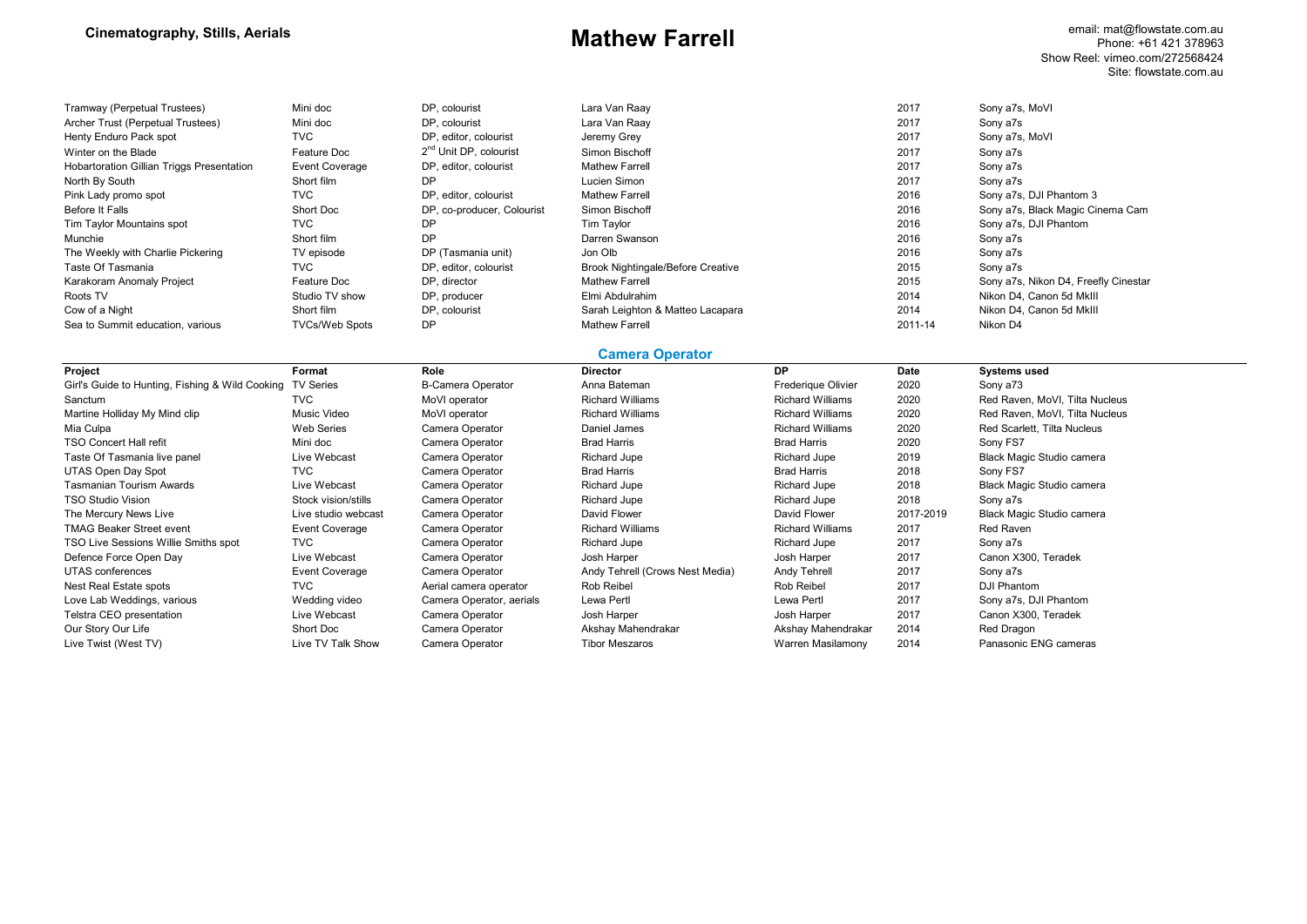| | | | | | |
|---|---|---|---|---|---|
| Tramway (Perpetual Trustees) | Mini doc | DP, colourist | Lara Van Raay | 2017 | Sony a7s, MoVI |
| Archer Trust (Perpetual Trustees) | Mini doc | DP, colourist | Lara Van Raay | 2017 | Sony a7s |
| Henty Enduro Pack spot | TVC | DP, editor, colourist | Jeremy Grey | 2017 | Sony a7s, MoVI |
| Winter on the Blade | Feature Doc | 2nd Unit DP, colourist | Simon Bischoff | 2017 | Sony a7s |
| Hobartoration Gillian Triggs Presentation | Event Coverage | DP, editor, colourist | Mathew Farrell | 2017 | Sony a7s |
| North By South | Short film | DP | Lucien Simon | 2017 | Sony a7s |
| Pink Lady promo spot | TVC | DP, editor, colourist | Mathew Farrell | 2016 | Sony a7s, DJI Phantom 3 |
| Before It Falls | Short Doc | DP, co-producer, Colourist | Simon Bischoff | 2016 | Sony a7s, Black Magic Cinema Cam |
| Tim Taylor Mountains spot | TVC | DP | Tim Taylor | 2016 | Sony a7s, DJI Phantom |
| Munchie | Short film | DP | Darren Swanson | 2016 | Sony a7s |
| The Weekly with Charlie Pickering | TV episode | DP (Tasmania unit) | Jon Olb | 2016 | Sony a7s |
| Taste Of Tasmania | TVC | DP, editor, colourist | Brook Nightingale/Before Creative | 2015 | Sony a7s |
| Karakoram Anomaly Project | Feature Doc | DP, director | Mathew Farrell | 2015 | Sony a7s, Nikon D4, Freefly Cinestar |
| Roots TV | Studio TV show | DP, producer | Elmi Abdulrahim | 2014 | Nikon D4, Canon 5d MkIII |
| Cow of a Night | Short film | DP, colourist | Sarah Leighton & Matteo Lacapara | 2014 | Nikon D4, Canon 5d MkIII |
| Sea to Summit education, various | TVCs/Web Spots | DP | Mathew Farrell | 2011-14 | Nikon D4 |

## Camera Operator

| Project | Format | Role | Director | DP | Date | Systems used |
|---|---|---|---|---|---|---|
| Girl's Guide to Hunting, Fishing & Wild Cooking | TV Series | B-Camera Operator | Anna Bateman | Frederique Olivier | 2020 | Sony a73 |
| Sanctum | TVC | MoVI operator | Richard Williams | Richard Williams | 2020 | Red Raven, MoVI, Tilta Nucleus |
| Martine Holliday My Mind clip | Music Video | MoVI operator | Richard Williams | Richard Williams | 2020 | Red Raven, MoVI, Tilta Nucleus |
| Mia Culpa | Web Series | Camera Operator | Daniel James | Richard Williams | 2020 | Red Scarlett, Tilta Nucleus |
| TSO Concert Hall refit | Mini doc | Camera Operator | Brad Harris | Brad Harris | 2020 | Sony FS7 |
| Taste Of Tasmania live panel | Live Webcast | Camera Operator | Richard Jupe | Richard Jupe | 2019 | Black Magic Studio camera |
| UTAS Open Day Spot | TVC | Camera Operator | Brad Harris | Brad Harris | 2018 | Sony FS7 |
| Tasmanian Tourism Awards | Live Webcast | Camera Operator | Richard Jupe | Richard Jupe | 2018 | Black Magic Studio camera |
| TSO Studio Vision | Stock vision/stills | Camera Operator | Richard Jupe | Richard Jupe | 2018 | Sony a7s |
| The Mercury News Live | Live studio webcast | Camera Operator | David Flower | David Flower | 2017-2019 | Black Magic Studio camera |
| TMAG Beaker Street event | Event Coverage | Camera Operator | Richard Williams | Richard Williams | 2017 | Red Raven |
| TSO Live Sessions Willie Smiths spot | TVC | Camera Operator | Richard Jupe | Richard Jupe | 2017 | Sony a7s |
| Defence Force Open Day | Live Webcast | Camera Operator | Josh Harper | Josh Harper | 2017 | Canon X300, Teradek |
| UTAS conferences | Event Coverage | Camera Operator | Andy Tehrell (Crows Nest Media) | Andy Tehrell | 2017 | Sony a7s |
| Nest Real Estate spots | TVC | Aerial camera operator | Rob Reibel | Rob Reibel | 2017 | DJI Phantom |
| Love Lab Weddings, various | Wedding video | Camera Operator, aerials | Lewa Pertl | Lewa Pertl | 2017 | Sony a7s, DJI Phantom |
| Telstra CEO presentation | Live Webcast | Camera Operator | Josh Harper | Josh Harper | 2017 | Canon X300, Teradek |
| Our Story Our Life | Short Doc | Camera Operator | Akshay Mahendrakar | Akshay Mahendrakar | 2014 | Red Dragon |
| Live Twist (West TV) | Live TV Talk Show | Camera Operator | Tibor Meszaros | Warren Masilamony | 2014 | Panasonic ENG cameras |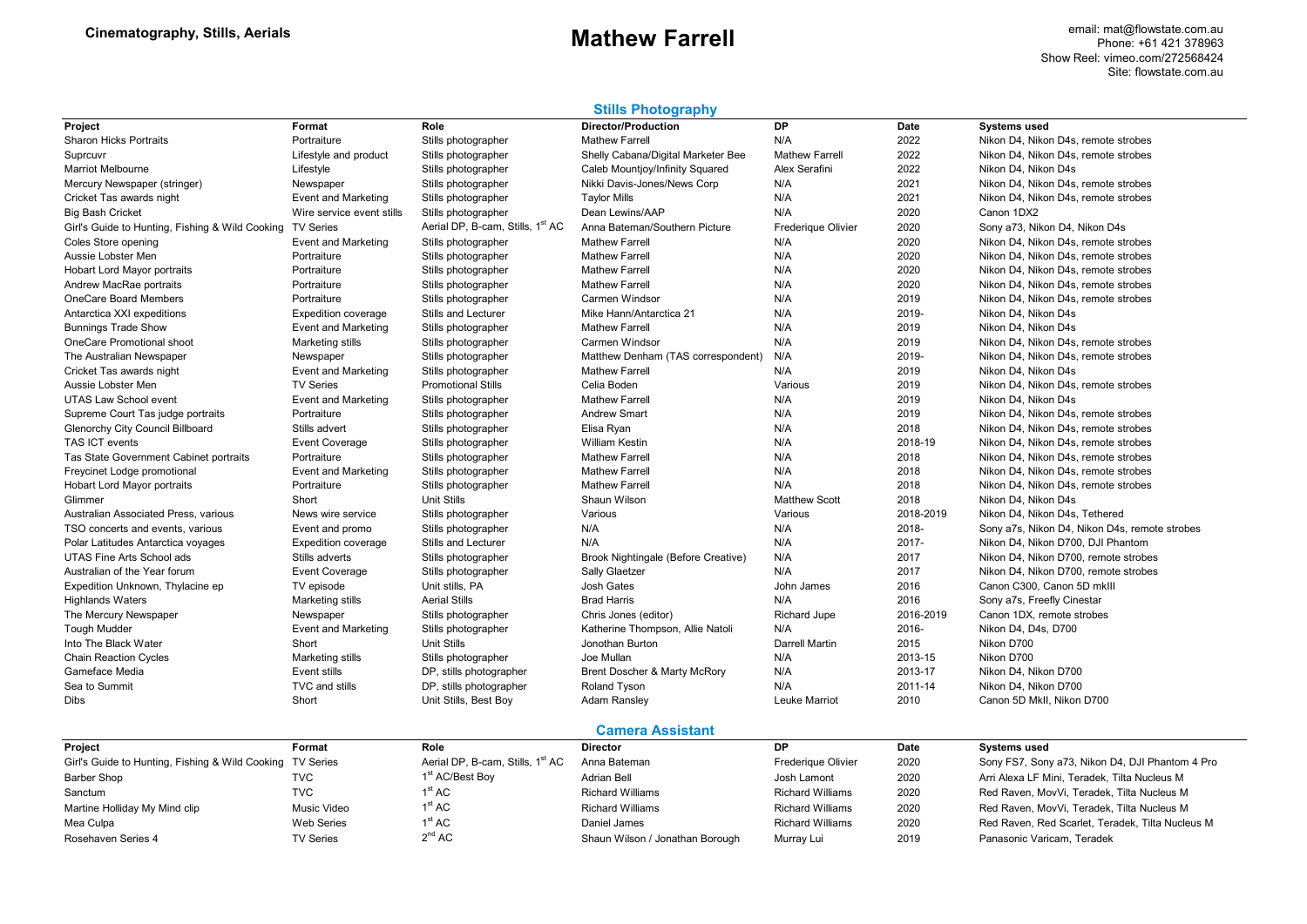**Cinematography, Stills, Aerials**

# Mathew Farrell

email: mat@flowstate.com.au
Phone: +61 421 378963
Show Reel: vimeo.com/272568424
Site: flowstate.com.au

## Stills Photography

| Project | Format | Role | Director/Production | DP | Date | Systems used |
|---|---|---|---|---|---|---|
| Sharon Hicks Portraits | Portraiture | Stills photographer | Mathew Farrell | N/A | 2022 | Nikon D4, Nikon D4s, remote strobes |
| Suprcuvr | Lifestyle and product | Stills photographer | Shelly Cabana/Digital Marketer Bee | Mathew Farrell | 2022 | Nikon D4, Nikon D4s, remote strobes |
| Marriot Melbourne | Lifestyle | Stills photographer | Caleb Mountjoy/Infinity Squared | Alex Serafini | 2022 | Nikon D4, Nikon D4s |
| Mercury Newspaper (stringer) | Newspaper | Stills photographer | Nikki Davis-Jones/News Corp | N/A | 2021 | Nikon D4, Nikon D4s, remote strobes |
| Cricket Tas awards night | Event and Marketing | Stills photographer | Taylor Mills | N/A | 2021 | Nikon D4, Nikon D4s, remote strobes |
| Big Bash Cricket | Wire service event stills | Stills photographer | Dean Lewins/AAP | N/A | 2020 | Canon 1DX2 |
| Girl's Guide to Hunting, Fishing & Wild Cooking | TV Series | Aerial DP, B-cam, Stills, 1st AC | Anna Bateman/Southern Picture | Frederique Olivier | 2020 | Sony a73, Nikon D4, Nikon D4s |
| Coles Store opening | Event and Marketing | Stills photographer | Mathew Farrell | N/A | 2020 | Nikon D4, Nikon D4s, remote strobes |
| Aussie Lobster Men | Portraiture | Stills photographer | Mathew Farrell | N/A | 2020 | Nikon D4, Nikon D4s, remote strobes |
| Hobart Lord Mayor portraits | Portraiture | Stills photographer | Mathew Farrell | N/A | 2020 | Nikon D4, Nikon D4s, remote strobes |
| Andrew MacRae portraits | Portraiture | Stills photographer | Mathew Farrell | N/A | 2020 | Nikon D4, Nikon D4s, remote strobes |
| OneCare Board Members | Portraiture | Stills photographer | Carmen Windsor | N/A | 2019 | Nikon D4, Nikon D4s, remote strobes |
| Antarctica XXI expeditions | Expedition coverage | Stills and Lecturer | Mike Hann/Antarctica 21 | N/A | 2019- | Nikon D4, Nikon D4s |
| Bunnings Trade Show | Event and Marketing | Stills photographer | Mathew Farrell | N/A | 2019 | Nikon D4, Nikon D4s |
| OneCare Promotional shoot | Marketing stills | Stills photographer | Carmen Windsor | N/A | 2019 | Nikon D4, Nikon D4s, remote strobes |
| The Australian Newspaper | Newspaper | Stills photographer | Matthew Denham (TAS correspondent) | N/A | 2019- | Nikon D4, Nikon D4s, remote strobes |
| Cricket Tas awards night | Event and Marketing | Stills photographer | Mathew Farrell | N/A | 2019 | Nikon D4, Nikon D4s |
| Aussie Lobster Men | TV Series | Promotional Stills | Celia Boden | Various | 2019 | Nikon D4, Nikon D4s, remote strobes |
| UTAS Law School event | Event and Marketing | Stills photographer | Mathew Farrell | N/A | 2019 | Nikon D4, Nikon D4s |
| Supreme Court Tas judge portraits | Portraiture | Stills photographer | Andrew Smart | N/A | 2019 | Nikon D4, Nikon D4s, remote strobes |
| Glenorchy City Council Billboard | Stills advert | Stills photographer | Elisa Ryan | N/A | 2018 | Nikon D4, Nikon D4s, remote strobes |
| TAS ICT events | Event Coverage | Stills photographer | William Kestin | N/A | 2018-19 | Nikon D4, Nikon D4s, remote strobes |
| Tas State Government Cabinet portraits | Portraiture | Stills photographer | Mathew Farrell | N/A | 2018 | Nikon D4, Nikon D4s, remote strobes |
| Freycinet Lodge promotional | Event and Marketing | Stills photographer | Mathew Farrell | N/A | 2018 | Nikon D4, Nikon D4s, remote strobes |
| Hobart Lord Mayor portraits | Portraiture | Stills photographer | Mathew Farrell | N/A | 2018 | Nikon D4, Nikon D4s, remote strobes |
| Glimmer | Short | Unit Stills | Shaun Wilson | Matthew Scott | 2018 | Nikon D4, Nikon D4s |
| Australian Associated Press, various | News wire service | Stills photographer | Various | Various | 2018-2019 | Nikon D4, Nikon D4s, Tethered |
| TSO concerts and events, various | Event and promo | Stills photographer | N/A | N/A | 2018- | Sony a7s, Nikon D4, Nikon D4s, remote strobes |
| Polar Latitudes Antarctica voyages | Expedition coverage | Stills and Lecturer | N/A | N/A | 2017- | Nikon D4, Nikon D700, DJI Phantom |
| UTAS Fine Arts School ads | Stills adverts | Stills photographer | Brook Nightingale (Before Creative) | N/A | 2017 | Nikon D4, Nikon D700, remote strobes |
| Australian of the Year forum | Event Coverage | Stills photographer | Sally Glaetzer | N/A | 2017 | Nikon D4, Nikon D700, remote strobes |
| Expedition Unknown, Thylacine ep | TV episode | Unit stills, PA | Josh Gates | John James | 2016 | Canon C300, Canon 5D mkIII |
| Highlands Waters | Marketing stills | Aerial Stills | Brad Harris | N/A | 2016 | Sony a7s, Freefly Cinestar |
| The Mercury Newspaper | Newspaper | Stills photographer | Chris Jones (editor) | Richard Jupe | 2016-2019 | Canon 1DX, remote strobes |
| Tough Mudder | Event and Marketing | Stills photographer | Katherine Thompson, Allie Natoli | N/A | 2016- | Nikon D4, D4s, D700 |
| Into The Black Water | Short | Unit Stills | Jonothan Burton | Darrell Martin | 2015 | Nikon D700 |
| Chain Reaction Cycles | Marketing stills | Stills photographer | Joe Mullan | N/A | 2013-15 | Nikon D700 |
| Gameface Media | Event stills | DP, stills photographer | Brent Doscher & Marty McRory | N/A | 2013-17 | Nikon D4, Nikon D700 |
| Sea to Summit | TVC and stills | DP, stills photographer | Roland Tyson | N/A | 2011-14 | Nikon D4, Nikon D700 |
| Dibs | Short | Unit Stills, Best Boy | Adam Ransley | Leuke Marriot | 2010 | Canon 5D MkII, Nikon D700 |

## Camera Assistant

| Project | Format | Role | Director | DP | Date | Systems used |
|---|---|---|---|---|---|---|
| Girl's Guide to Hunting, Fishing & Wild Cooking | TV Series | Aerial DP, B-cam, Stills, 1st AC | Anna Bateman | Frederique Olivier | 2020 | Sony FS7, Sony a73, Nikon D4, DJI Phantom 4 Pro |
| Barber Shop | TVC | 1st AC/Best Boy | Adrian Bell | Josh Lamont | 2020 | Arri Alexa LF Mini, Teradek, Tilta Nucleus M |
| Sanctum | TVC | 1st AC | Richard Williams | Richard Williams | 2020 | Red Raven, MovVi, Teradek, Tilta Nucleus M |
| Martine Holliday My Mind clip | Music Video | 1st AC | Richard Williams | Richard Williams | 2020 | Red Raven, MovVi, Teradek, Tilta Nucleus M |
| Mea Culpa | Web Series | 1st AC | Daniel James | Richard Williams | 2020 | Red Raven, Red Scarlet, Teradek, Tilta Nucleus M |
| Rosehaven Series 4 | TV Series | 2nd AC | Shaun Wilson / Jonathan Borough | Murray Lui | 2019 | Panasonic Varicam, Teradek |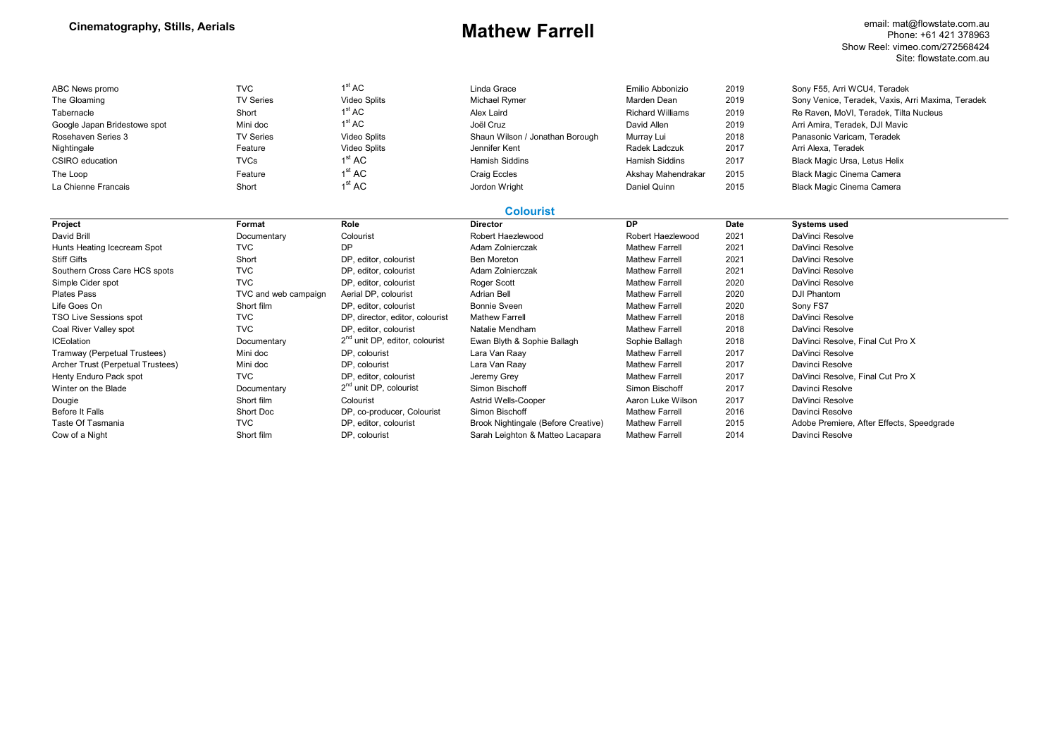**Cinematography, Stills, Aerials**

# Mathew Farrell

email: mat@flowstate.com.au
Phone: +61 421 378963
Show Reel: vimeo.com/272568424
Site: flowstate.com.au

| | | | | | | |
|---|---|---|---|---|---|---|
| ABC News promo | TVC | 1st AC | Linda Grace | Emilio Abbonizio | 2019 | Sony F55, Arri WCU4, Teradek |
| The Gloaming | TV Series | Video Splits | Michael Rymer | Marden Dean | 2019 | Sony Venice, Teradek, Vaxis, Arri Maxima, Teradek |
| Tabernacle | Short | 1st AC | Alex Laird | Richard Williams | 2019 | Re Raven, MoVI, Teradek, Tilta Nucleus |
| Google Japan Bridestowe spot | Mini doc | 1st AC | Joël Cruz | David Allen | 2019 | Arri Amira, Teradek, DJI Mavic |
| Rosehaven Series 3 | TV Series | Video Splits | Shaun Wilson / Jonathan Borough | Murray Lui | 2018 | Panasonic Varicam, Teradek |
| Nightingale | Feature | Video Splits | Jennifer Kent | Radek Ladczuk | 2017 | Arri Alexa, Teradek |
| CSIRO education | TVCs | 1st AC | Hamish Siddins | Hamish Siddins | 2017 | Black Magic Ursa, Letus Helix |
| The Loop | Feature | 1st AC | Craig Eccles | Akshay Mahendrakar | 2015 | Black Magic Cinema Camera |
| La Chienne Francais | Short | 1st AC | Jordon Wright | Daniel Quinn | 2015 | Black Magic Cinema Camera |

## Colourist

| Project | Format | Role | Director | DP | Date | Systems used |
|---|---|---|---|---|---|---|
| David Brill | Documentary | Colourist | Robert Haezlewood | Robert Haezlewood | 2021 | DaVinci Resolve |
| Hunts Heating Icecream Spot | TVC | DP | Adam Zolnierczak | Mathew Farrell | 2021 | DaVinci Resolve |
| Stiff Gifts | Short | DP, editor, colourist | Ben Moreton | Mathew Farrell | 2021 | DaVinci Resolve |
| Southern Cross Care HCS spots | TVC | DP, editor, colourist | Adam Zolnierczak | Mathew Farrell | 2021 | DaVinci Resolve |
| Simple Cider spot | TVC | DP, editor, colourist | Roger Scott | Mathew Farrell | 2020 | DaVinci Resolve |
| Plates Pass | TVC and web campaign | Aerial DP, colourist | Adrian Bell | Mathew Farrell | 2020 | DJI Phantom |
| Life Goes On | Short film | DP, editor, colourist | Bonnie Sveen | Mathew Farrell | 2020 | Sony FS7 |
| TSO Live Sessions spot | TVC | DP, director, editor, colourist | Mathew Farrell | Mathew Farrell | 2018 | DaVinci Resolve |
| Coal River Valley spot | TVC | DP, editor, colourist | Natalie Mendham | Mathew Farrell | 2018 | DaVinci Resolve |
| ICEolation | Documentary | 2nd unit DP, editor, colourist | Ewan Blyth & Sophie Ballagh | Sophie Ballagh | 2018 | DaVinci Resolve, Final Cut Pro X |
| Tramway (Perpetual Trustees) | Mini doc | DP, colourist | Lara Van Raay | Mathew Farrell | 2017 | DaVinci Resolve |
| Archer Trust (Perpetual Trustees) | Mini doc | DP, colourist | Lara Van Raay | Mathew Farrell | 2017 | Davinci Resolve |
| Henty Enduro Pack spot | TVC | DP, editor, colourist | Jeremy Grey | Mathew Farrell | 2017 | DaVinci Resolve, Final Cut Pro X |
| Winter on the Blade | Documentary | 2nd unit DP, colourist | Simon Bischoff | Simon Bischoff | 2017 | Davinci Resolve |
| Dougie | Short film | Colourist | Astrid Wells-Cooper | Aaron Luke Wilson | 2017 | DaVinci Resolve |
| Before It Falls | Short Doc | DP, co-producer, Colourist | Simon Bischoff | Mathew Farrell | 2016 | Davinci Resolve |
| Taste Of Tasmania | TVC | DP, editor, colourist | Brook Nightingale (Before Creative) | Mathew Farrell | 2015 | Adobe Premiere, After Effects, Speedgrade |
| Cow of a Night | Short film | DP, colourist | Sarah Leighton & Matteo Lacapara | Mathew Farrell | 2014 | Davinci Resolve |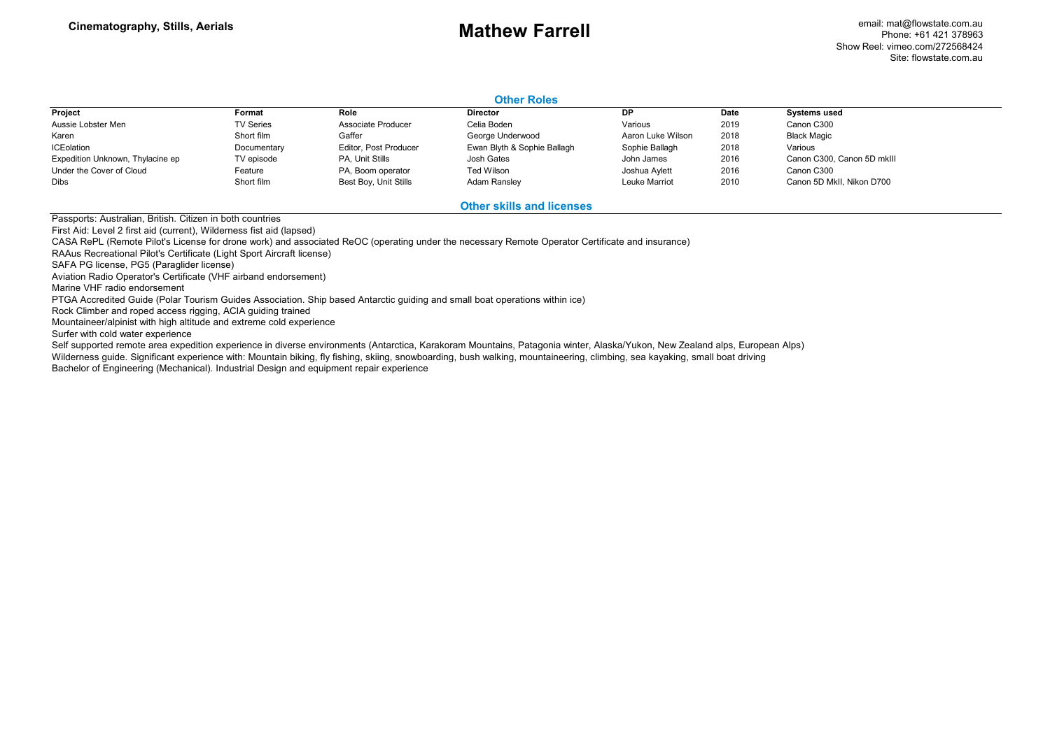**Cinematography, Stills, Aerials**

# Mathew Farrell

email: mat@flowstate.com.au
Phone: +61 421 378963
Show Reel: vimeo.com/272568424
Site: flowstate.com.au

## Other Roles

| Project | Format | Role | Director | DP | Date | Systems used |
|---|---|---|---|---|---|---|
| Aussie Lobster Men | TV Series | Associate Producer | Celia Boden | Various | 2019 | Canon C300 |
| Karen | Short film | Gaffer | George Underwood | Aaron Luke Wilson | 2018 | Black Magic |
| ICEolation | Documentary | Editor, Post Producer | Ewan Blyth & Sophie Ballagh | Sophie Ballagh | 2018 | Various |
| Expedition Unknown, Thylacine ep | TV episode | PA, Unit Stills | Josh Gates | John James | 2016 | Canon C300, Canon 5D mkIII |
| Under the Cover of Cloud | Feature | PA, Boom operator | Ted Wilson | Joshua Aylett | 2016 | Canon C300 |
| Dibs | Short film | Best Boy, Unit Stills | Adam Ransley | Leuke Marriot | 2010 | Canon 5D MkII, Nikon D700 |

## Other skills and licenses

Passports: Australian, British. Citizen in both countries
First Aid: Level 2 first aid (current), Wilderness fist aid (lapsed)
CASA RePL (Remote Pilot's License for drone work) and associated ReOC (operating under the necessary Remote Operator Certificate and insurance)
RAAus Recreational Pilot's Certificate (Light Sport Aircraft license)
SAFA PG license, PG5 (Paraglider license)
Aviation Radio Operator's Certificate (VHF airband endorsement)
Marine VHF radio endorsement
PTGA Accredited Guide (Polar Tourism Guides Association. Ship based Antarctic guiding and small boat operations within ice)
Rock Climber and roped access rigging, ACIA guiding trained
Mountaineer/alpinist with high altitude and extreme cold experience
Surfer with cold water experience
Self supported remote area expedition experience in diverse environments (Antarctica, Karakoram Mountains, Patagonia winter, Alaska/Yukon, New Zealand alps, European Alps)
Wilderness guide. Significant experience with: Mountain biking, fly fishing, skiing, snowboarding, bush walking, mountaineering, climbing, sea kayaking, small boat driving
Bachelor of Engineering (Mechanical). Industrial Design and equipment repair experience